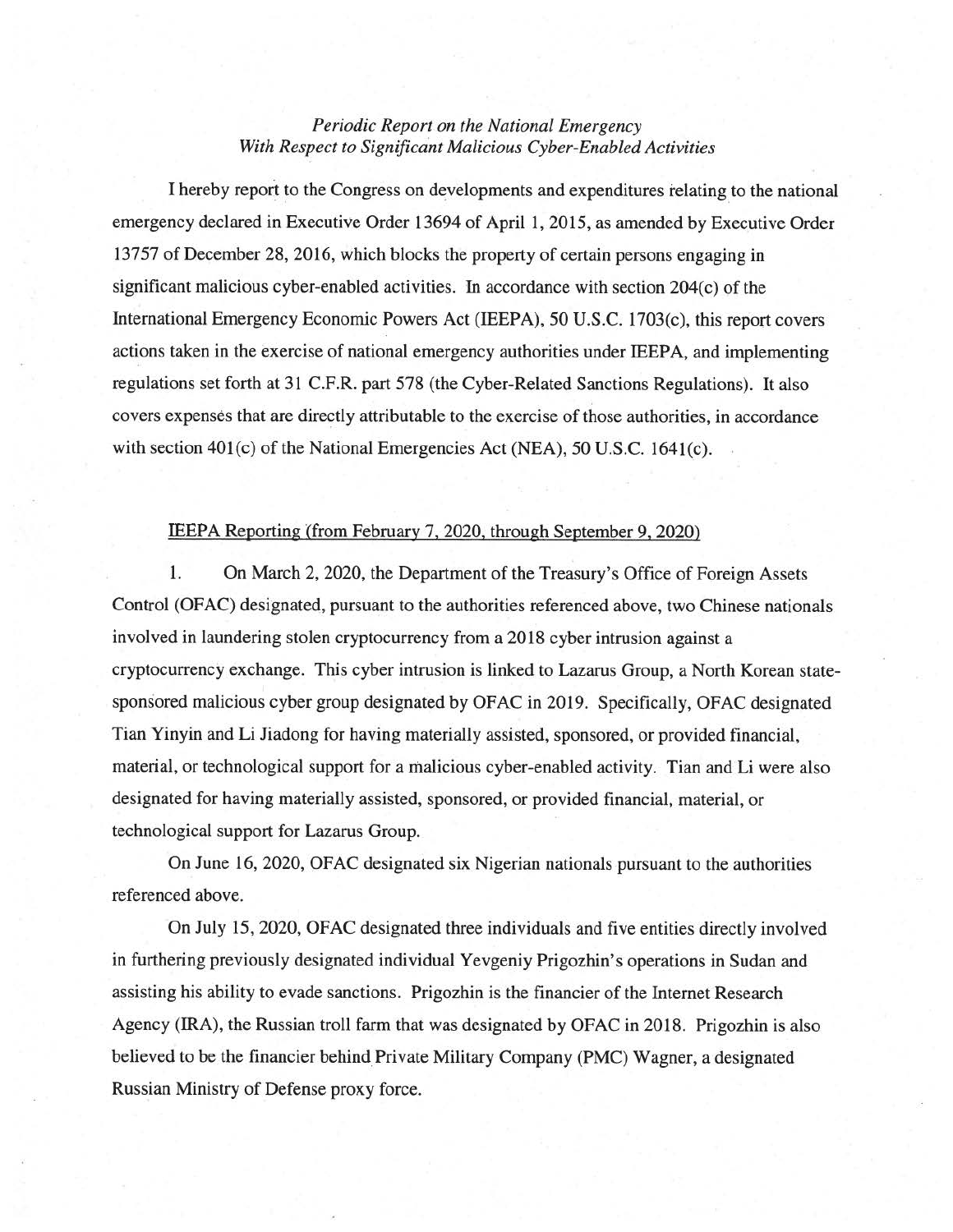*Periodic Report on the National Emergency*
*With Respect to Significant Malicious Cyber-Enabled Activities*

I hereby report to the Congress on developments and expenditures relating to the national emergency declared in Executive Order 13694 of April 1, 2015, as amended by Executive Order 13757 of December 28, 2016, which blocks the property of certain persons engaging in significant malicious cyber-enabled activities. In accordance with section 204(c) of the International Emergency Economic Powers Act (IEEPA), 50 U.S.C. 1703(c), this report covers actions taken in the exercise of national emergency authorities under IEEPA, and implementing regulations set forth at 31 C.F.R. part 578 (the Cyber-Related Sanctions Regulations). It also covers expenses that are directly attributable to the exercise of those authorities, in accordance with section 401(c) of the National Emergencies Act (NEA), 50 U.S.C. 1641(c).

IEEPA Reporting (from February 7, 2020, through September 9, 2020)

1. On March 2, 2020, the Department of the Treasury's Office of Foreign Assets Control (OFAC) designated, pursuant to the authorities referenced above, two Chinese nationals involved in laundering stolen cryptocurrency from a 2018 cyber intrusion against a cryptocurrency exchange. This cyber intrusion is linked to Lazarus Group, a North Korean state-sponsored malicious cyber group designated by OFAC in 2019. Specifically, OFAC designated Tian Yinyin and Li Jiadong for having materially assisted, sponsored, or provided financial, material, or technological support for a malicious cyber-enabled activity. Tian and Li were also designated for having materially assisted, sponsored, or provided financial, material, or technological support for Lazarus Group.

On June 16, 2020, OFAC designated six Nigerian nationals pursuant to the authorities referenced above.

On July 15, 2020, OFAC designated three individuals and five entities directly involved in furthering previously designated individual Yevgeniy Prigozhin's operations in Sudan and assisting his ability to evade sanctions. Prigozhin is the financier of the Internet Research Agency (IRA), the Russian troll farm that was designated by OFAC in 2018. Prigozhin is also believed to be the financier behind Private Military Company (PMC) Wagner, a designated Russian Ministry of Defense proxy force.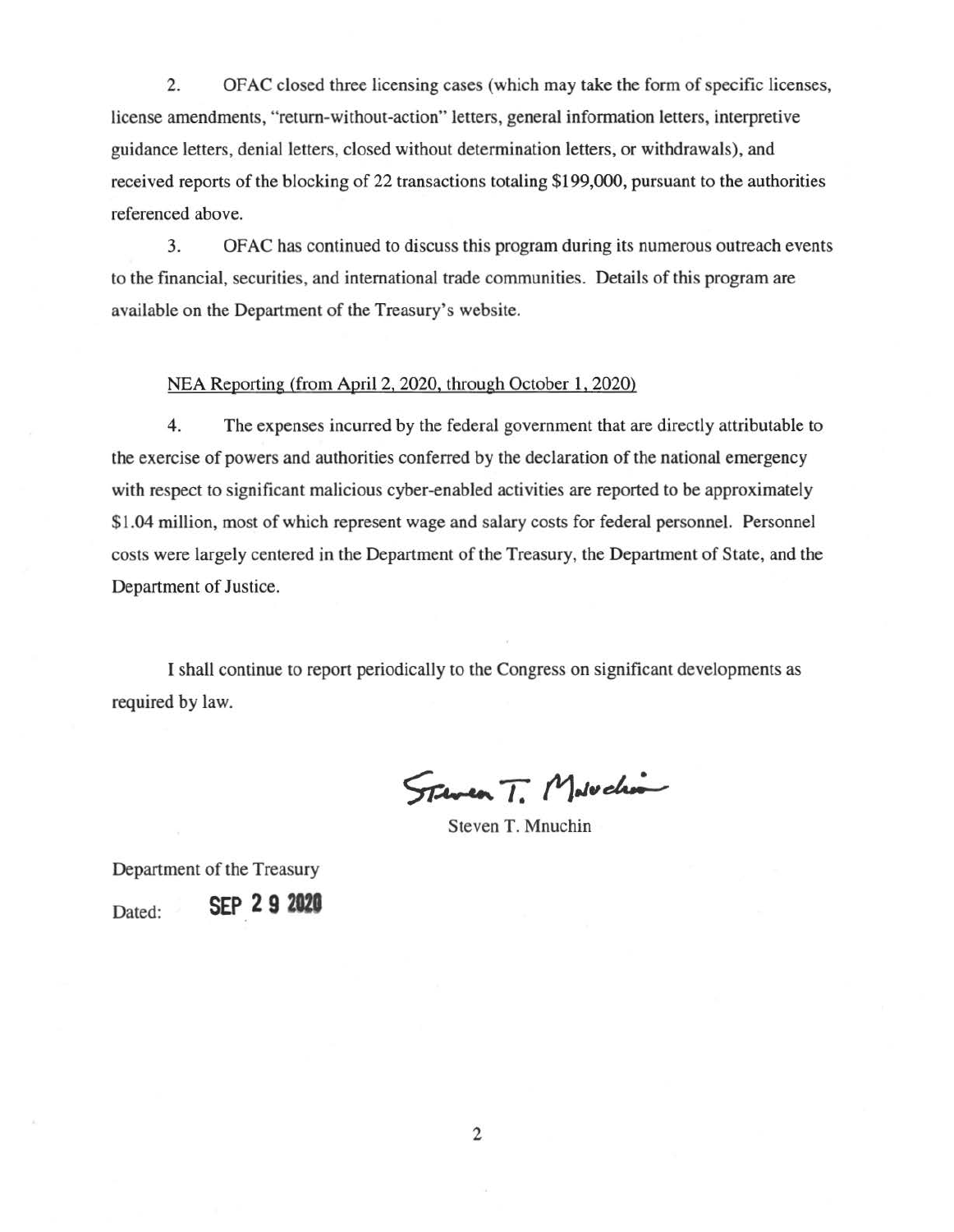2. OFAC closed three licensing cases (which may take the form of specific licenses, license amendments, "return-without-action" letters, general information letters, interpretive guidance letters, denial letters, closed without determination letters, or withdrawals), and received reports of the blocking of 22 transactions totaling $199,000, pursuant to the authorities referenced above.

3. OFAC has continued to discuss this program during its numerous outreach events to the financial, securities, and international trade communities. Details of this program are available on the Department of the Treasury's website.

NEA Reporting (from April 2, 2020, through October 1, 2020)

4. The expenses incurred by the federal government that are directly attributable to the exercise of powers and authorities conferred by the declaration of the national emergency with respect to significant malicious cyber-enabled activities are reported to be approximately $1.04 million, most of which represent wage and salary costs for federal personnel. Personnel costs were largely centered in the Department of the Treasury, the Department of State, and the Department of Justice.

I shall continue to report periodically to the Congress on significant developments as required by law.

Steven T. Mnuchin

Steven T. Mnuchin

Department of the Treasury

Dated: SEP 29 2020